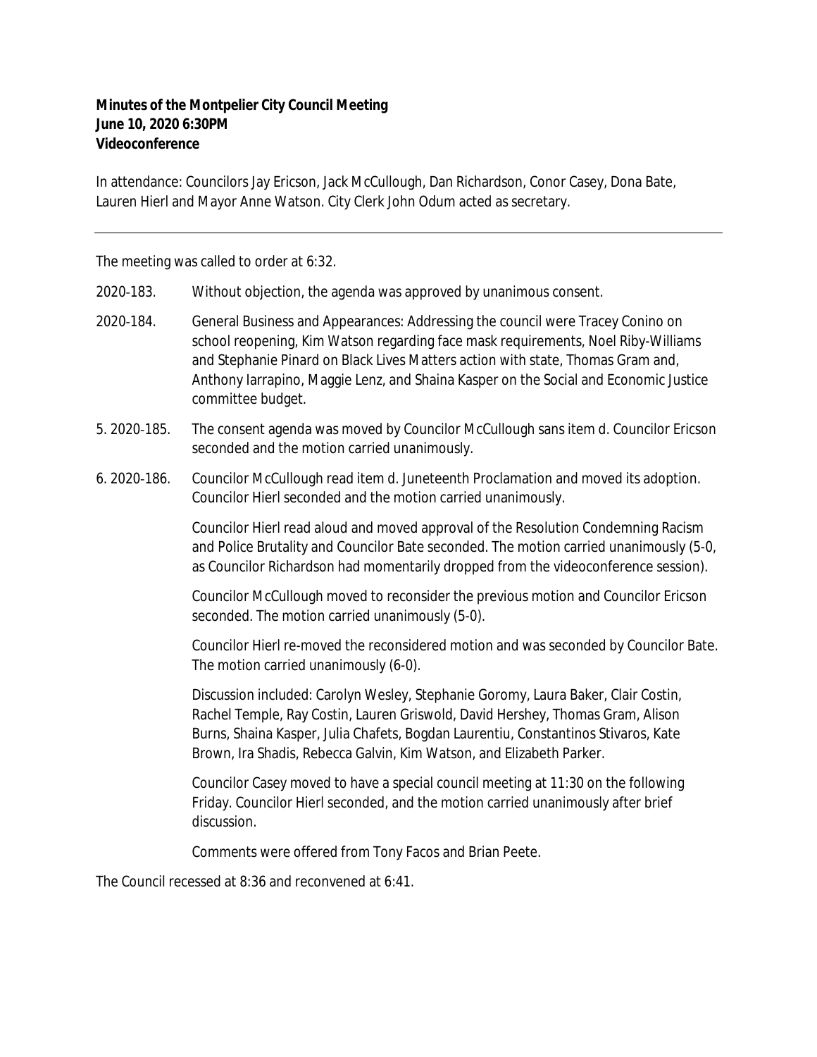**Minutes of the Montpelier City Council Meeting**
**June 10, 2020 6:30PM**
**Videoconference**

In attendance: Councilors Jay Ericson, Jack McCullough, Dan Richardson, Conor Casey, Dona Bate, Lauren Hierl and Mayor Anne Watson. City Clerk John Odum acted as secretary.

---

The meeting was called to order at 6:32.

2020-183. Without objection, the agenda was approved by unanimous consent.

2020-184. General Business and Appearances: Addressing the council were Tracey Conino on school reopening, Kim Watson regarding face mask requirements, Noel Riby-Williams and Stephanie Pinard on Black Lives Matters action with state, Thomas Gram and, Anthony Iarrapino, Maggie Lenz, and Shaina Kasper on the Social and Economic Justice committee budget.

5. 2020-185. The consent agenda was moved by Councilor McCullough sans item d. Councilor Ericson seconded and the motion carried unanimously.

6. 2020-186. Councilor McCullough read item d. Juneteenth Proclamation and moved its adoption. Councilor Hierl seconded and the motion carried unanimously.

Councilor Hierl read aloud and moved approval of the Resolution Condemning Racism and Police Brutality and Councilor Bate seconded. The motion carried unanimously (5-0, as Councilor Richardson had momentarily dropped from the videoconference session).

Councilor McCullough moved to reconsider the previous motion and Councilor Ericson seconded. The motion carried unanimously (5-0).

Councilor Hierl re-moved the reconsidered motion and was seconded by Councilor Bate. The motion carried unanimously (6-0).

Discussion included: Carolyn Wesley, Stephanie Goromy, Laura Baker, Clair Costin, Rachel Temple, Ray Costin, Lauren Griswold, David Hershey, Thomas Gram, Alison Burns, Shaina Kasper, Julia Chafets, Bogdan Laurentiu, Constantinos Stivaros, Kate Brown, Ira Shadis, Rebecca Galvin, Kim Watson, and Elizabeth Parker.

Councilor Casey moved to have a special council meeting at 11:30 on the following Friday. Councilor Hierl seconded, and the motion carried unanimously after brief discussion.

Comments were offered from Tony Facos and Brian Peete.

The Council recessed at 8:36 and reconvened at 6:41.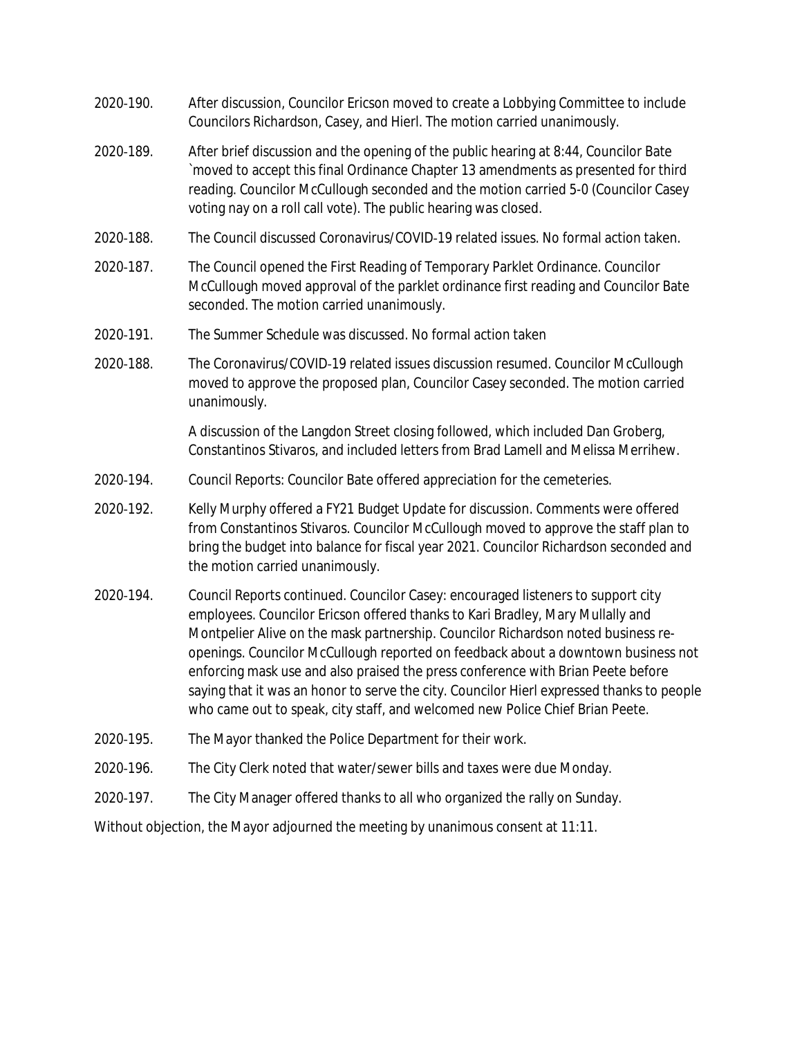2020-190. After discussion, Councilor Ericson moved to create a Lobbying Committee to include Councilors Richardson, Casey, and Hierl. The motion carried unanimously.

2020-189. After brief discussion and the opening of the public hearing at 8:44, Councilor Bate `moved to accept this final Ordinance Chapter 13 amendments as presented for third reading. Councilor McCullough seconded and the motion carried 5-0 (Councilor Casey voting nay on a roll call vote). The public hearing was closed.

2020-188. The Council discussed Coronavirus/COVID-19 related issues. No formal action taken.

2020-187. The Council opened the First Reading of Temporary Parklet Ordinance. Councilor McCullough moved approval of the parklet ordinance first reading and Councilor Bate seconded. The motion carried unanimously.

2020-191. The Summer Schedule was discussed. No formal action taken

2020-188. The Coronavirus/COVID-19 related issues discussion resumed. Councilor McCullough moved to approve the proposed plan, Councilor Casey seconded. The motion carried unanimously.

A discussion of the Langdon Street closing followed, which included Dan Groberg, Constantinos Stivaros, and included letters from Brad Lamell and Melissa Merrihew.

2020-194. Council Reports: Councilor Bate offered appreciation for the cemeteries.

2020-192. Kelly Murphy offered a FY21 Budget Update for discussion. Comments were offered from Constantinos Stivaros. Councilor McCullough moved to approve the staff plan to bring the budget into balance for fiscal year 2021. Councilor Richardson seconded and the motion carried unanimously.

2020-194. Council Reports continued. Councilor Casey: encouraged listeners to support city employees. Councilor Ericson offered thanks to Kari Bradley, Mary Mullally and Montpelier Alive on the mask partnership. Councilor Richardson noted business re-openings. Councilor McCullough reported on feedback about a downtown business not enforcing mask use and also praised the press conference with Brian Peete before saying that it was an honor to serve the city. Councilor Hierl expressed thanks to people who came out to speak, city staff, and welcomed new Police Chief Brian Peete.

2020-195. The Mayor thanked the Police Department for their work.

2020-196. The City Clerk noted that water/sewer bills and taxes were due Monday.

2020-197. The City Manager offered thanks to all who organized the rally on Sunday.

Without objection, the Mayor adjourned the meeting by unanimous consent at 11:11.